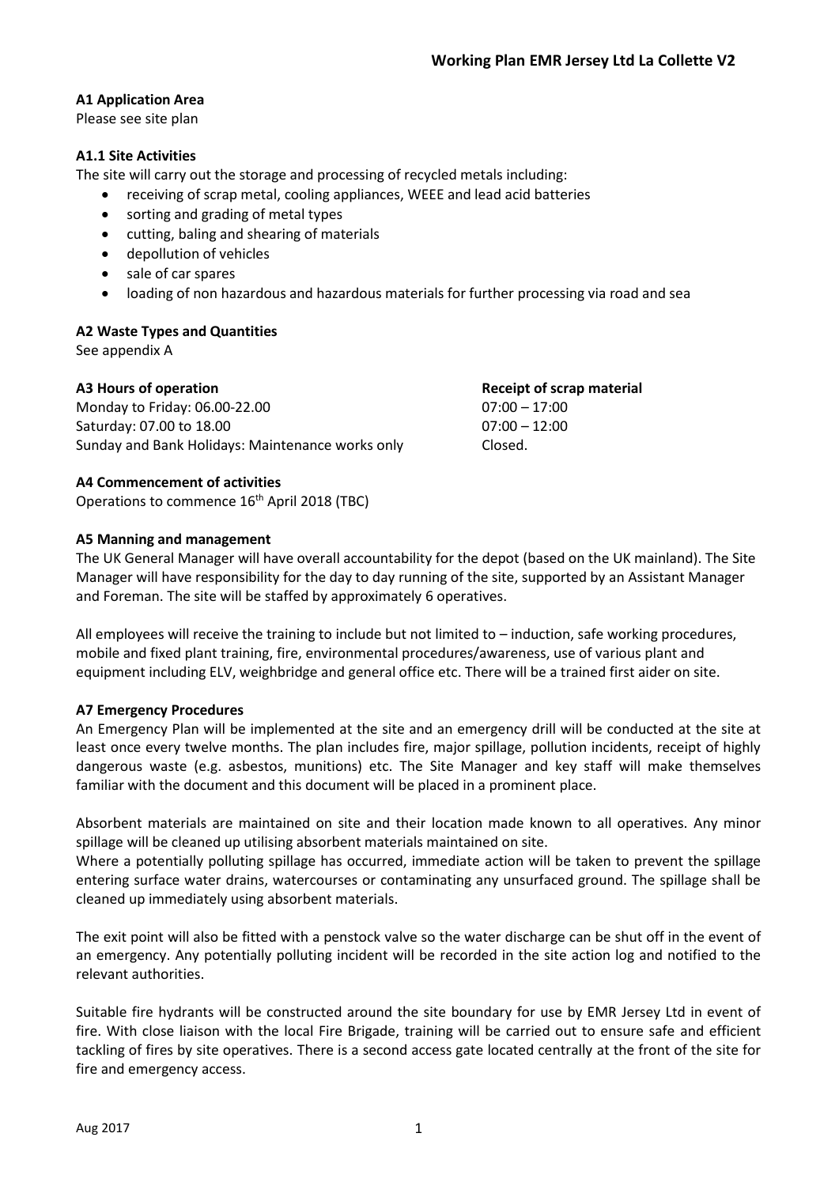# Working Plan EMR Jersey Ltd La Collette V2

**A1 Application Area**

Please see site plan

**A1.1 Site Activities**

The site will carry out the storage and processing of recycled metals including:

- receiving of scrap metal, cooling appliances, WEEE and lead acid batteries
- sorting and grading of metal types
- cutting, baling and shearing of materials
- depollution of vehicles
- sale of car spares
- loading of non hazardous and hazardous materials for further processing via road and sea

**A2 Waste Types and Quantities**

See appendix A

| **A3 Hours of operation** | **Receipt of scrap material** |
|---|---|
| Monday to Friday: 06.00-22.00 | 07:00 – 17:00 |
| Saturday: 07.00 to 18.00 | 07:00 – 12:00 |
| Sunday and Bank Holidays: Maintenance works only | Closed. |

**A4 Commencement of activities**

Operations to commence 16th April 2018 (TBC)

**A5 Manning and management**

The UK General Manager will have overall accountability for the depot (based on the UK mainland). The Site Manager will have responsibility for the day to day running of the site, supported by an Assistant Manager and Foreman. The site will be staffed by approximately 6 operatives.

All employees will receive the training to include but not limited to – induction, safe working procedures, mobile and fixed plant training, fire, environmental procedures/awareness, use of various plant and equipment including ELV, weighbridge and general office etc. There will be a trained first aider on site.

**A7 Emergency Procedures**

An Emergency Plan will be implemented at the site and an emergency drill will be conducted at the site at least once every twelve months. The plan includes fire, major spillage, pollution incidents, receipt of highly dangerous waste (e.g. asbestos, munitions) etc. The Site Manager and key staff will make themselves familiar with the document and this document will be placed in a prominent place.

Absorbent materials are maintained on site and their location made known to all operatives. Any minor spillage will be cleaned up utilising absorbent materials maintained on site.

Where a potentially polluting spillage has occurred, immediate action will be taken to prevent the spillage entering surface water drains, watercourses or contaminating any unsurfaced ground. The spillage shall be cleaned up immediately using absorbent materials.

The exit point will also be fitted with a penstock valve so the water discharge can be shut off in the event of an emergency. Any potentially polluting incident will be recorded in the site action log and notified to the relevant authorities.

Suitable fire hydrants will be constructed around the site boundary for use by EMR Jersey Ltd in event of fire. With close liaison with the local Fire Brigade, training will be carried out to ensure safe and efficient tackling of fires by site operatives. There is a second access gate located centrally at the front of the site for fire and emergency access.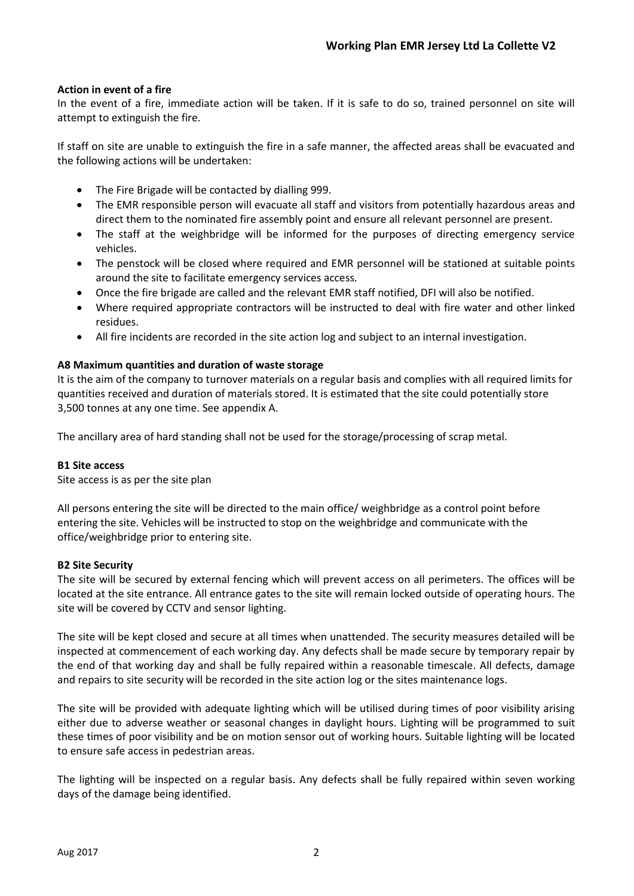**Action in event of a fire**

In the event of a fire, immediate action will be taken. If it is safe to do so, trained personnel on site will attempt to extinguish the fire.

If staff on site are unable to extinguish the fire in a safe manner, the affected areas shall be evacuated and the following actions will be undertaken:

- The Fire Brigade will be contacted by dialling 999.
- The EMR responsible person will evacuate all staff and visitors from potentially hazardous areas and direct them to the nominated fire assembly point and ensure all relevant personnel are present.
- The staff at the weighbridge will be informed for the purposes of directing emergency service vehicles.
- The penstock will be closed where required and EMR personnel will be stationed at suitable points around the site to facilitate emergency services access.
- Once the fire brigade are called and the relevant EMR staff notified, DFI will also be notified.
- Where required appropriate contractors will be instructed to deal with fire water and other linked residues.
- All fire incidents are recorded in the site action log and subject to an internal investigation.

**A8 Maximum quantities and duration of waste storage**

It is the aim of the company to turnover materials on a regular basis and complies with all required limits for quantities received and duration of materials stored. It is estimated that the site could potentially store 3,500 tonnes at any one time. See appendix A.

The ancillary area of hard standing shall not be used for the storage/processing of scrap metal.

**B1 Site access**

Site access is as per the site plan

All persons entering the site will be directed to the main office/ weighbridge as a control point before entering the site. Vehicles will be instructed to stop on the weighbridge and communicate with the office/weighbridge prior to entering site.

**B2 Site Security**

The site will be secured by external fencing which will prevent access on all perimeters. The offices will be located at the site entrance. All entrance gates to the site will remain locked outside of operating hours. The site will be covered by CCTV and sensor lighting.

The site will be kept closed and secure at all times when unattended. The security measures detailed will be inspected at commencement of each working day. Any defects shall be made secure by temporary repair by the end of that working day and shall be fully repaired within a reasonable timescale. All defects, damage and repairs to site security will be recorded in the site action log or the sites maintenance logs.

The site will be provided with adequate lighting which will be utilised during times of poor visibility arising either due to adverse weather or seasonal changes in daylight hours. Lighting will be programmed to suit these times of poor visibility and be on motion sensor out of working hours. Suitable lighting will be located to ensure safe access in pedestrian areas.

The lighting will be inspected on a regular basis. Any defects shall be fully repaired within seven working days of the damage being identified.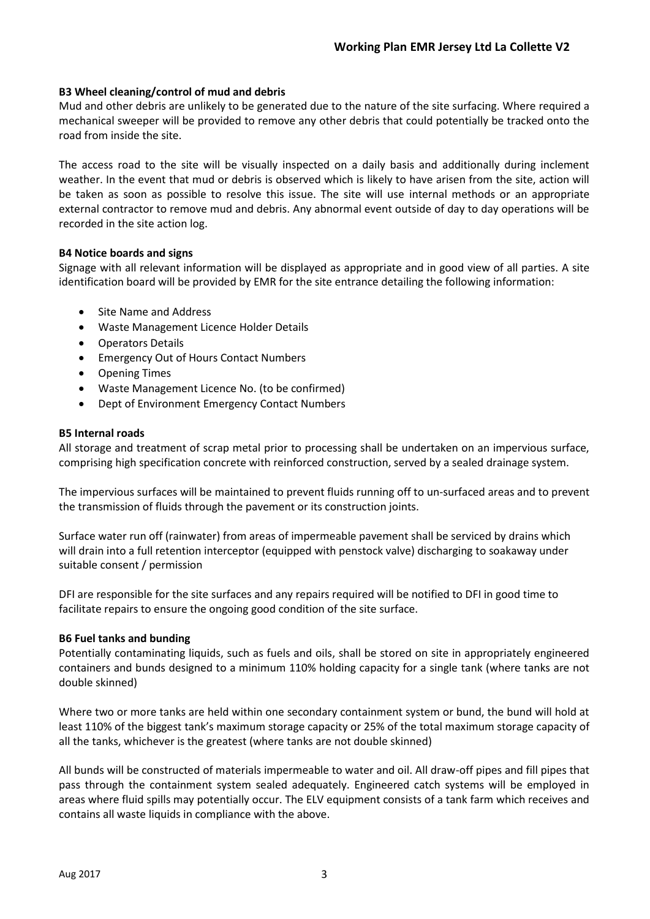### B3 Wheel cleaning/control of mud and debris

Mud and other debris are unlikely to be generated due to the nature of the site surfacing. Where required a mechanical sweeper will be provided to remove any other debris that could potentially be tracked onto the road from inside the site.

The access road to the site will be visually inspected on a daily basis and additionally during inclement weather. In the event that mud or debris is observed which is likely to have arisen from the site, action will be taken as soon as possible to resolve this issue. The site will use internal methods or an appropriate external contractor to remove mud and debris. Any abnormal event outside of day to day operations will be recorded in the site action log.

### B4 Notice boards and signs

Signage with all relevant information will be displayed as appropriate and in good view of all parties. A site identification board will be provided by EMR for the site entrance detailing the following information:

- Site Name and Address
- Waste Management Licence Holder Details
- Operators Details
- Emergency Out of Hours Contact Numbers
- Opening Times
- Waste Management Licence No. (to be confirmed)
- Dept of Environment Emergency Contact Numbers

### B5 Internal roads

All storage and treatment of scrap metal prior to processing shall be undertaken on an impervious surface, comprising high specification concrete with reinforced construction, served by a sealed drainage system.

The impervious surfaces will be maintained to prevent fluids running off to un-surfaced areas and to prevent the transmission of fluids through the pavement or its construction joints.

Surface water run off (rainwater) from areas of impermeable pavement shall be serviced by drains which will drain into a full retention interceptor (equipped with penstock valve) discharging to soakaway under suitable consent / permission

DFI are responsible for the site surfaces and any repairs required will be notified to DFI in good time to facilitate repairs to ensure the ongoing good condition of the site surface.

### B6 Fuel tanks and bunding

Potentially contaminating liquids, such as fuels and oils, shall be stored on site in appropriately engineered containers and bunds designed to a minimum 110% holding capacity for a single tank (where tanks are not double skinned)

Where two or more tanks are held within one secondary containment system or bund, the bund will hold at least 110% of the biggest tank's maximum storage capacity or 25% of the total maximum storage capacity of all the tanks, whichever is the greatest (where tanks are not double skinned)

All bunds will be constructed of materials impermeable to water and oil. All draw-off pipes and fill pipes that pass through the containment system sealed adequately. Engineered catch systems will be employed in areas where fluid spills may potentially occur. The ELV equipment consists of a tank farm which receives and contains all waste liquids in compliance with the above.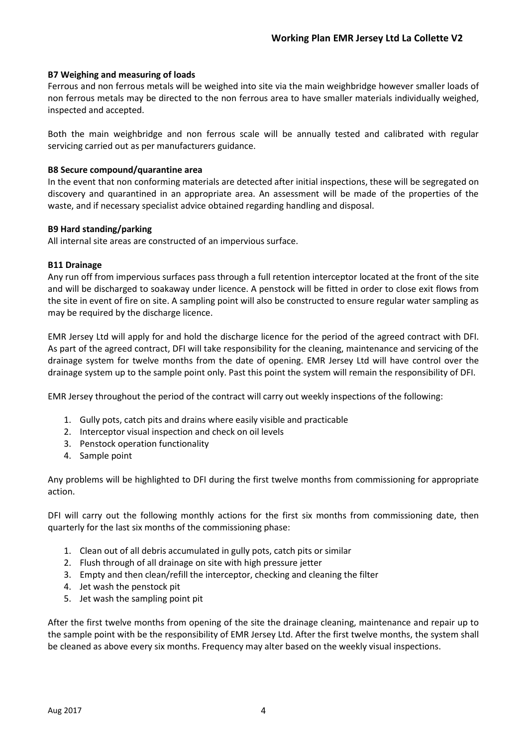**B7 Weighing and measuring of loads**

Ferrous and non ferrous metals will be weighed into site via the main weighbridge however smaller loads of non ferrous metals may be directed to the non ferrous area to have smaller materials individually weighed, inspected and accepted.

Both the main weighbridge and non ferrous scale will be annually tested and calibrated with regular servicing carried out as per manufacturers guidance.

**B8 Secure compound/quarantine area**

In the event that non conforming materials are detected after initial inspections, these will be segregated on discovery and quarantined in an appropriate area. An assessment will be made of the properties of the waste, and if necessary specialist advice obtained regarding handling and disposal.

**B9 Hard standing/parking**

All internal site areas are constructed of an impervious surface.

**B11 Drainage**

Any run off from impervious surfaces pass through a full retention interceptor located at the front of the site and will be discharged to soakaway under licence. A penstock will be fitted in order to close exit flows from the site in event of fire on site. A sampling point will also be constructed to ensure regular water sampling as may be required by the discharge licence.

EMR Jersey Ltd will apply for and hold the discharge licence for the period of the agreed contract with DFI. As part of the agreed contract, DFI will take responsibility for the cleaning, maintenance and servicing of the drainage system for twelve months from the date of opening. EMR Jersey Ltd will have control over the drainage system up to the sample point only. Past this point the system will remain the responsibility of DFI.

EMR Jersey throughout the period of the contract will carry out weekly inspections of the following:

1. Gully pots, catch pits and drains where easily visible and practicable
2. Interceptor visual inspection and check on oil levels
3. Penstock operation functionality
4. Sample point

Any problems will be highlighted to DFI during the first twelve months from commissioning for appropriate action.

DFI will carry out the following monthly actions for the first six months from commissioning date, then quarterly for the last six months of the commissioning phase:

1. Clean out of all debris accumulated in gully pots, catch pits or similar
2. Flush through of all drainage on site with high pressure jetter
3. Empty and then clean/refill the interceptor, checking and cleaning the filter
4. Jet wash the penstock pit
5. Jet wash the sampling point pit

After the first twelve months from opening of the site the drainage cleaning, maintenance and repair up to the sample point with be the responsibility of EMR Jersey Ltd. After the first twelve months, the system shall be cleaned as above every six months. Frequency may alter based on the weekly visual inspections.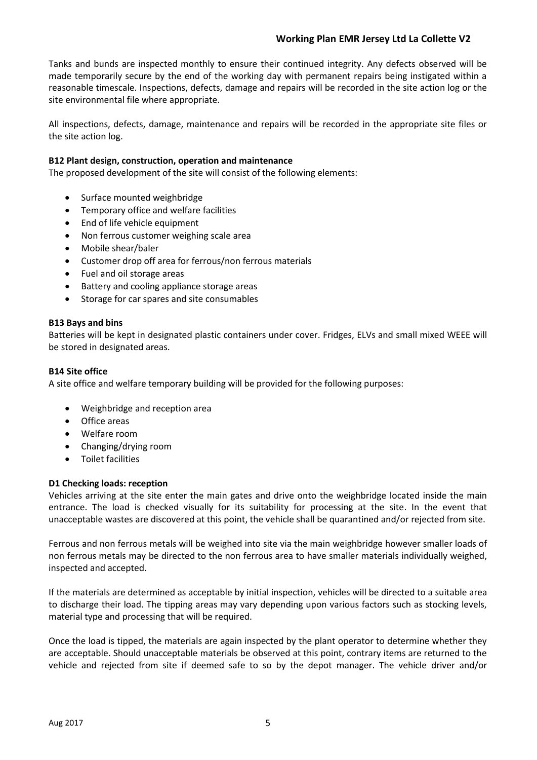Tanks and bunds are inspected monthly to ensure their continued integrity. Any defects observed will be made temporarily secure by the end of the working day with permanent repairs being instigated within a reasonable timescale. Inspections, defects, damage and repairs will be recorded in the site action log or the site environmental file where appropriate.

All inspections, defects, damage, maintenance and repairs will be recorded in the appropriate site files or the site action log.

**B12 Plant design, construction, operation and maintenance**

The proposed development of the site will consist of the following elements:

- Surface mounted weighbridge
- Temporary office and welfare facilities
- End of life vehicle equipment
- Non ferrous customer weighing scale area
- Mobile shear/baler
- Customer drop off area for ferrous/non ferrous materials
- Fuel and oil storage areas
- Battery and cooling appliance storage areas
- Storage for car spares and site consumables

**B13 Bays and bins**

Batteries will be kept in designated plastic containers under cover. Fridges, ELVs and small mixed WEEE will be stored in designated areas.

**B14 Site office**

A site office and welfare temporary building will be provided for the following purposes:

- Weighbridge and reception area
- Office areas
- Welfare room
- Changing/drying room
- Toilet facilities

**D1 Checking loads: reception**

Vehicles arriving at the site enter the main gates and drive onto the weighbridge located inside the main entrance. The load is checked visually for its suitability for processing at the site. In the event that unacceptable wastes are discovered at this point, the vehicle shall be quarantined and/or rejected from site.

Ferrous and non ferrous metals will be weighed into site via the main weighbridge however smaller loads of non ferrous metals may be directed to the non ferrous area to have smaller materials individually weighed, inspected and accepted.

If the materials are determined as acceptable by initial inspection, vehicles will be directed to a suitable area to discharge their load. The tipping areas may vary depending upon various factors such as stocking levels, material type and processing that will be required.

Once the load is tipped, the materials are again inspected by the plant operator to determine whether they are acceptable. Should unacceptable materials be observed at this point, contrary items are returned to the vehicle and rejected from site if deemed safe to so by the depot manager. The vehicle driver and/or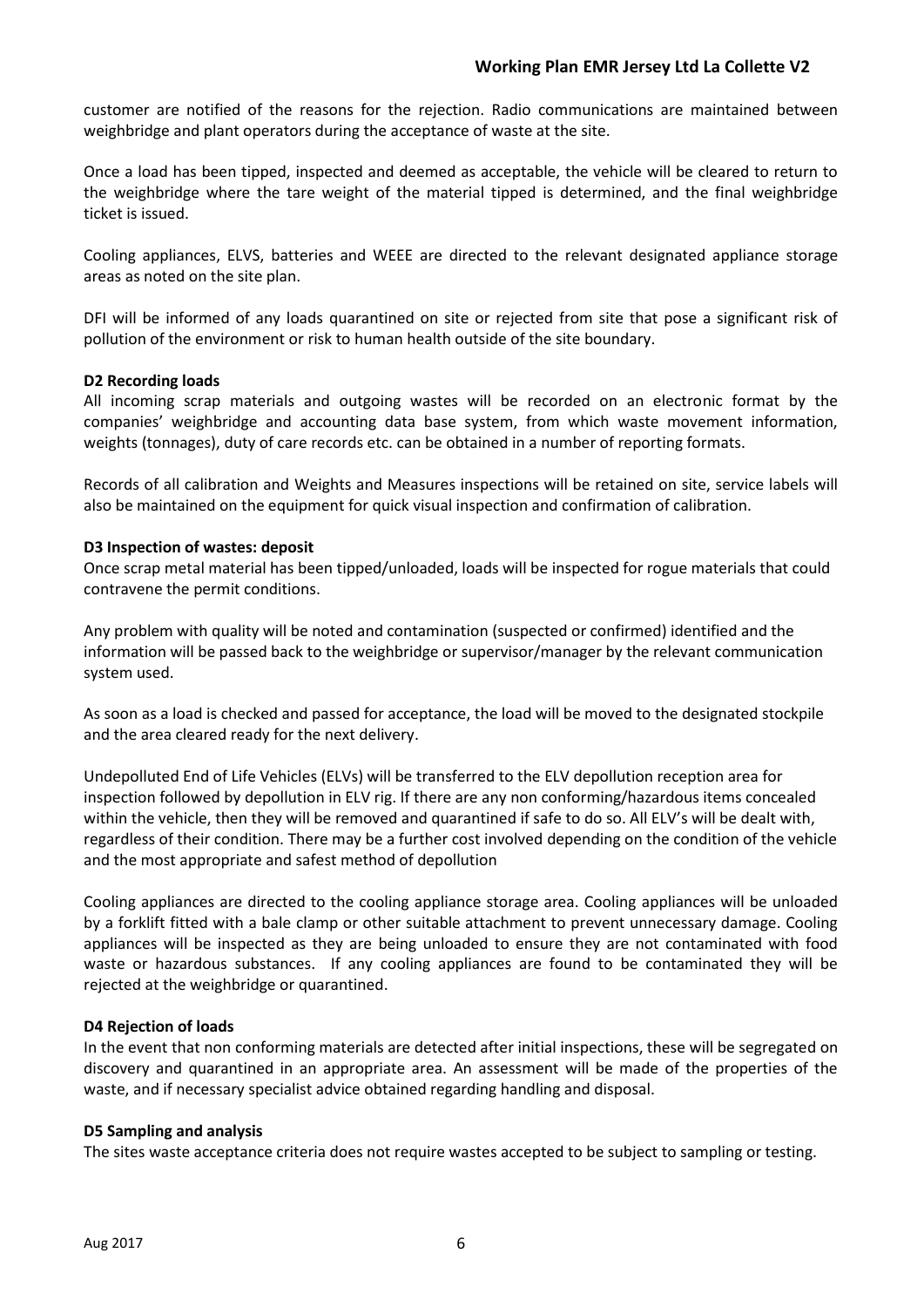customer are notified of the reasons for the rejection. Radio communications are maintained between weighbridge and plant operators during the acceptance of waste at the site.

Once a load has been tipped, inspected and deemed as acceptable, the vehicle will be cleared to return to the weighbridge where the tare weight of the material tipped is determined, and the final weighbridge ticket is issued.

Cooling appliances, ELVS, batteries and WEEE are directed to the relevant designated appliance storage areas as noted on the site plan.

DFI will be informed of any loads quarantined on site or rejected from site that pose a significant risk of pollution of the environment or risk to human health outside of the site boundary.

**D2 Recording loads**

All incoming scrap materials and outgoing wastes will be recorded on an electronic format by the companies' weighbridge and accounting data base system, from which waste movement information, weights (tonnages), duty of care records etc. can be obtained in a number of reporting formats.

Records of all calibration and Weights and Measures inspections will be retained on site, service labels will also be maintained on the equipment for quick visual inspection and confirmation of calibration.

**D3 Inspection of wastes: deposit**

Once scrap metal material has been tipped/unloaded, loads will be inspected for rogue materials that could contravene the permit conditions.

Any problem with quality will be noted and contamination (suspected or confirmed) identified and the information will be passed back to the weighbridge or supervisor/manager by the relevant communication system used.

As soon as a load is checked and passed for acceptance, the load will be moved to the designated stockpile and the area cleared ready for the next delivery.

Undepolluted End of Life Vehicles (ELVs) will be transferred to the ELV depollution reception area for inspection followed by depollution in ELV rig. If there are any non conforming/hazardous items concealed within the vehicle, then they will be removed and quarantined if safe to do so. All ELV's will be dealt with, regardless of their condition. There may be a further cost involved depending on the condition of the vehicle and the most appropriate and safest method of depollution

Cooling appliances are directed to the cooling appliance storage area. Cooling appliances will be unloaded by a forklift fitted with a bale clamp or other suitable attachment to prevent unnecessary damage. Cooling appliances will be inspected as they are being unloaded to ensure they are not contaminated with food waste or hazardous substances. If any cooling appliances are found to be contaminated they will be rejected at the weighbridge or quarantined.

**D4 Rejection of loads**

In the event that non conforming materials are detected after initial inspections, these will be segregated on discovery and quarantined in an appropriate area. An assessment will be made of the properties of the waste, and if necessary specialist advice obtained regarding handling and disposal.

**D5 Sampling and analysis**

The sites waste acceptance criteria does not require wastes accepted to be subject to sampling or testing.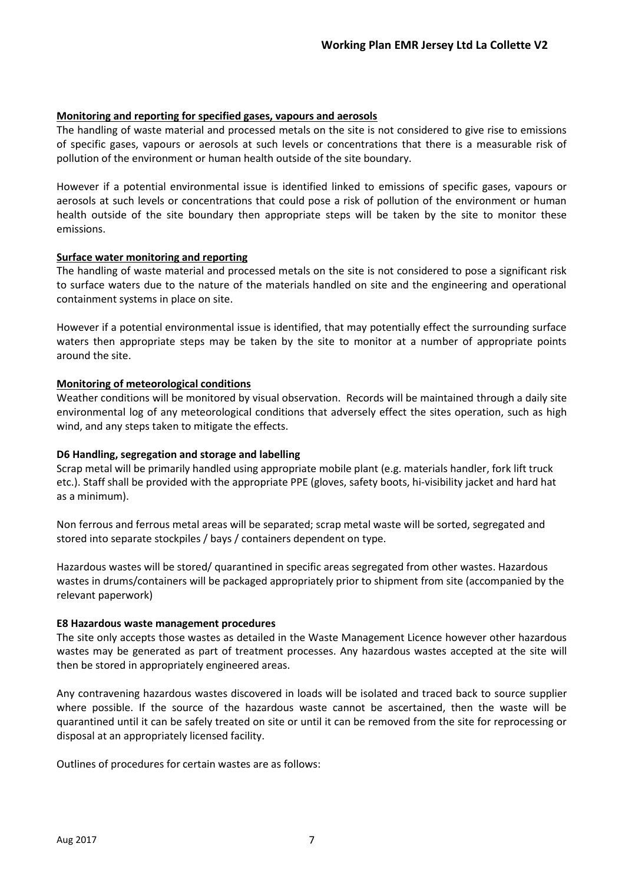**Monitoring and reporting for specified gases, vapours and aerosols**

The handling of waste material and processed metals on the site is not considered to give rise to emissions of specific gases, vapours or aerosols at such levels or concentrations that there is a measurable risk of pollution of the environment or human health outside of the site boundary.

However if a potential environmental issue is identified linked to emissions of specific gases, vapours or aerosols at such levels or concentrations that could pose a risk of pollution of the environment or human health outside of the site boundary then appropriate steps will be taken by the site to monitor these emissions.

**Surface water monitoring and reporting**

The handling of waste material and processed metals on the site is not considered to pose a significant risk to surface waters due to the nature of the materials handled on site and the engineering and operational containment systems in place on site.

However if a potential environmental issue is identified, that may potentially effect the surrounding surface waters then appropriate steps may be taken by the site to monitor at a number of appropriate points around the site.

**Monitoring of meteorological conditions**

Weather conditions will be monitored by visual observation. Records will be maintained through a daily site environmental log of any meteorological conditions that adversely effect the sites operation, such as high wind, and any steps taken to mitigate the effects.

**D6 Handling, segregation and storage and labelling**

Scrap metal will be primarily handled using appropriate mobile plant (e.g. materials handler, fork lift truck etc.). Staff shall be provided with the appropriate PPE (gloves, safety boots, hi-visibility jacket and hard hat as a minimum).

Non ferrous and ferrous metal areas will be separated; scrap metal waste will be sorted, segregated and stored into separate stockpiles / bays / containers dependent on type.

Hazardous wastes will be stored/ quarantined in specific areas segregated from other wastes. Hazardous wastes in drums/containers will be packaged appropriately prior to shipment from site (accompanied by the relevant paperwork)

**E8 Hazardous waste management procedures**

The site only accepts those wastes as detailed in the Waste Management Licence however other hazardous wastes may be generated as part of treatment processes. Any hazardous wastes accepted at the site will then be stored in appropriately engineered areas.

Any contravening hazardous wastes discovered in loads will be isolated and traced back to source supplier where possible. If the source of the hazardous waste cannot be ascertained, then the waste will be quarantined until it can be safely treated on site or until it can be removed from the site for reprocessing or disposal at an appropriately licensed facility.

Outlines of procedures for certain wastes are as follows: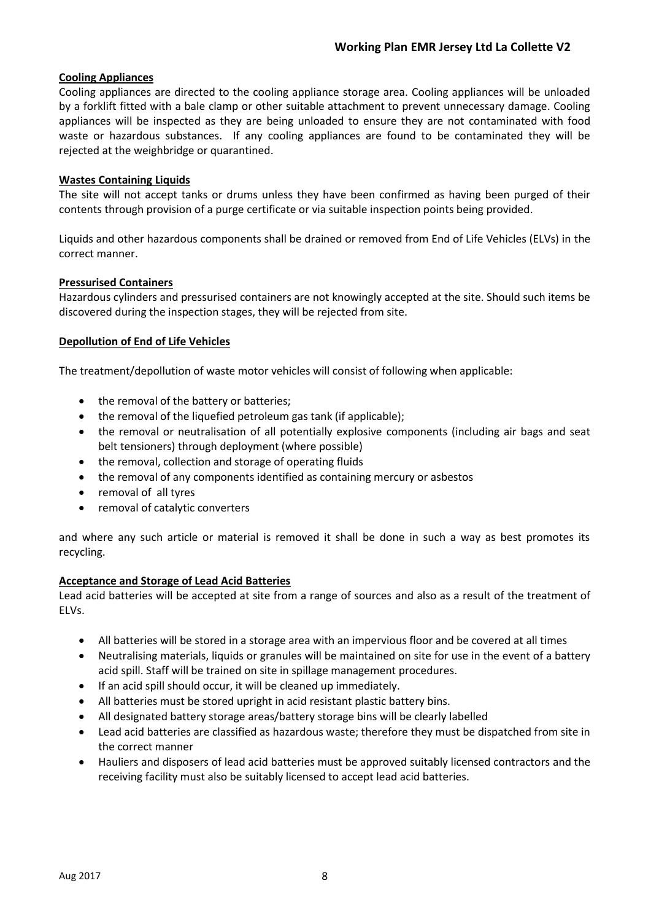## Cooling Appliances

Cooling appliances are directed to the cooling appliance storage area. Cooling appliances will be unloaded by a forklift fitted with a bale clamp or other suitable attachment to prevent unnecessary damage. Cooling appliances will be inspected as they are being unloaded to ensure they are not contaminated with food waste or hazardous substances. If any cooling appliances are found to be contaminated they will be rejected at the weighbridge or quarantined.

## Wastes Containing Liquids

The site will not accept tanks or drums unless they have been confirmed as having been purged of their contents through provision of a purge certificate or via suitable inspection points being provided.

Liquids and other hazardous components shall be drained or removed from End of Life Vehicles (ELVs) in the correct manner.

## Pressurised Containers

Hazardous cylinders and pressurised containers are not knowingly accepted at the site. Should such items be discovered during the inspection stages, they will be rejected from site.

## Depollution of End of Life Vehicles

The treatment/depollution of waste motor vehicles will consist of following when applicable:

- the removal of the battery or batteries;
- the removal of the liquefied petroleum gas tank (if applicable);
- the removal or neutralisation of all potentially explosive components (including air bags and seat belt tensioners) through deployment (where possible)
- the removal, collection and storage of operating fluids
- the removal of any components identified as containing mercury or asbestos
- removal of all tyres
- removal of catalytic converters

and where any such article or material is removed it shall be done in such a way as best promotes its recycling.

## Acceptance and Storage of Lead Acid Batteries

Lead acid batteries will be accepted at site from a range of sources and also as a result of the treatment of ELVs.

- All batteries will be stored in a storage area with an impervious floor and be covered at all times
- Neutralising materials, liquids or granules will be maintained on site for use in the event of a battery acid spill. Staff will be trained on site in spillage management procedures.
- If an acid spill should occur, it will be cleaned up immediately.
- All batteries must be stored upright in acid resistant plastic battery bins.
- All designated battery storage areas/battery storage bins will be clearly labelled
- Lead acid batteries are classified as hazardous waste; therefore they must be dispatched from site in the correct manner
- Hauliers and disposers of lead acid batteries must be approved suitably licensed contractors and the receiving facility must also be suitably licensed to accept lead acid batteries.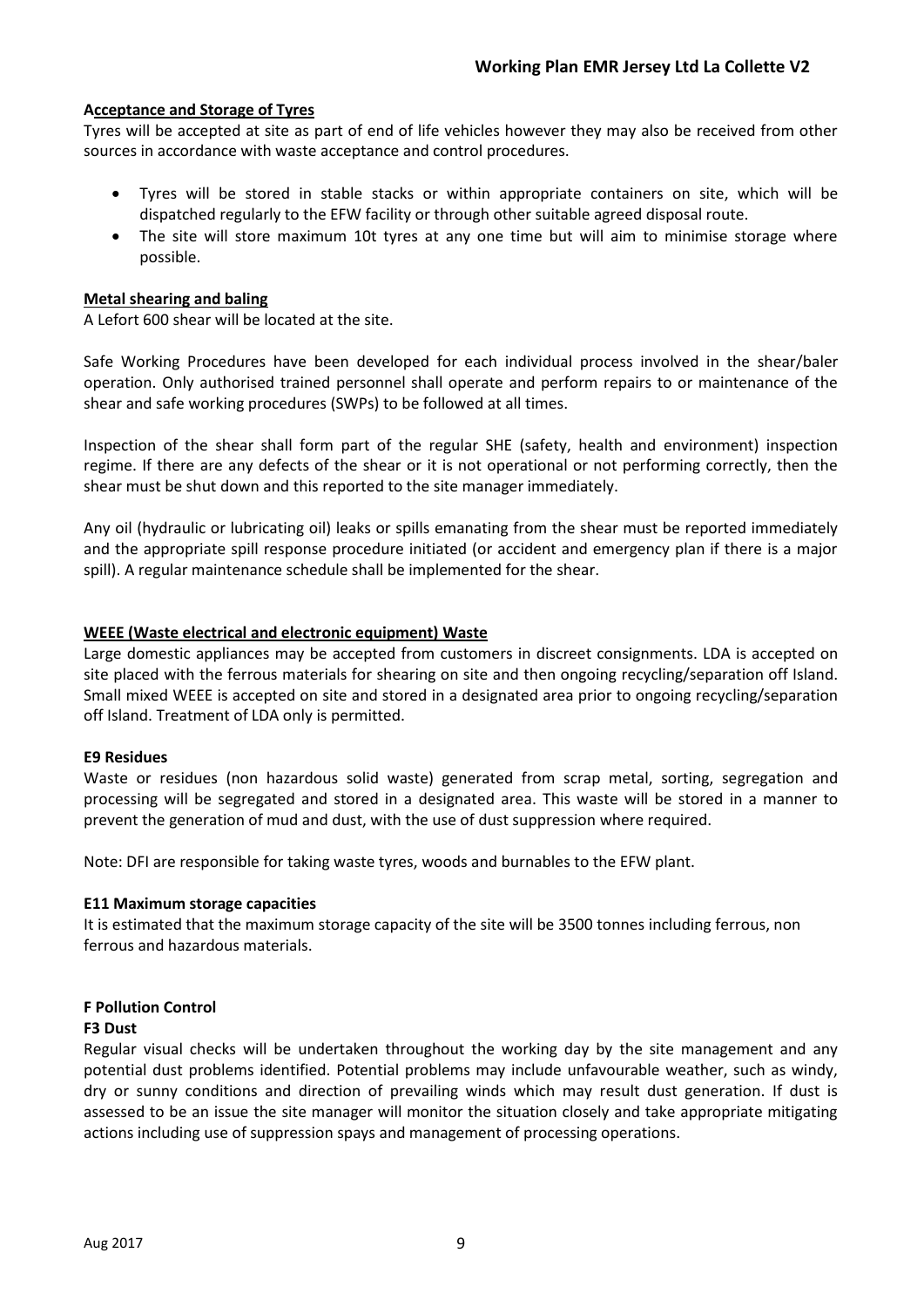**Acceptance and Storage of Tyres**

Tyres will be accepted at site as part of end of life vehicles however they may also be received from other sources in accordance with waste acceptance and control procedures.

- Tyres will be stored in stable stacks or within appropriate containers on site, which will be dispatched regularly to the EFW facility or through other suitable agreed disposal route.
- The site will store maximum 10t tyres at any one time but will aim to minimise storage where possible.

**Metal shearing and baling**

A Lefort 600 shear will be located at the site.

Safe Working Procedures have been developed for each individual process involved in the shear/baler operation. Only authorised trained personnel shall operate and perform repairs to or maintenance of the shear and safe working procedures (SWPs) to be followed at all times.

Inspection of the shear shall form part of the regular SHE (safety, health and environment) inspection regime. If there are any defects of the shear or it is not operational or not performing correctly, then the shear must be shut down and this reported to the site manager immediately.

Any oil (hydraulic or lubricating oil) leaks or spills emanating from the shear must be reported immediately and the appropriate spill response procedure initiated (or accident and emergency plan if there is a major spill). A regular maintenance schedule shall be implemented for the shear.

**WEEE (Waste electrical and electronic equipment) Waste**

Large domestic appliances may be accepted from customers in discreet consignments. LDA is accepted on site placed with the ferrous materials for shearing on site and then ongoing recycling/separation off Island. Small mixed WEEE is accepted on site and stored in a designated area prior to ongoing recycling/separation off Island. Treatment of LDA only is permitted.

**E9 Residues**

Waste or residues (non hazardous solid waste) generated from scrap metal, sorting, segregation and processing will be segregated and stored in a designated area. This waste will be stored in a manner to prevent the generation of mud and dust, with the use of dust suppression where required.

Note: DFI are responsible for taking waste tyres, woods and burnables to the EFW plant.

**E11 Maximum storage capacities**

It is estimated that the maximum storage capacity of the site will be 3500 tonnes including ferrous, non ferrous and hazardous materials.

**F Pollution Control**

**F3 Dust**

Regular visual checks will be undertaken throughout the working day by the site management and any potential dust problems identified. Potential problems may include unfavourable weather, such as windy, dry or sunny conditions and direction of prevailing winds which may result dust generation. If dust is assessed to be an issue the site manager will monitor the situation closely and take appropriate mitigating actions including use of suppression spays and management of processing operations.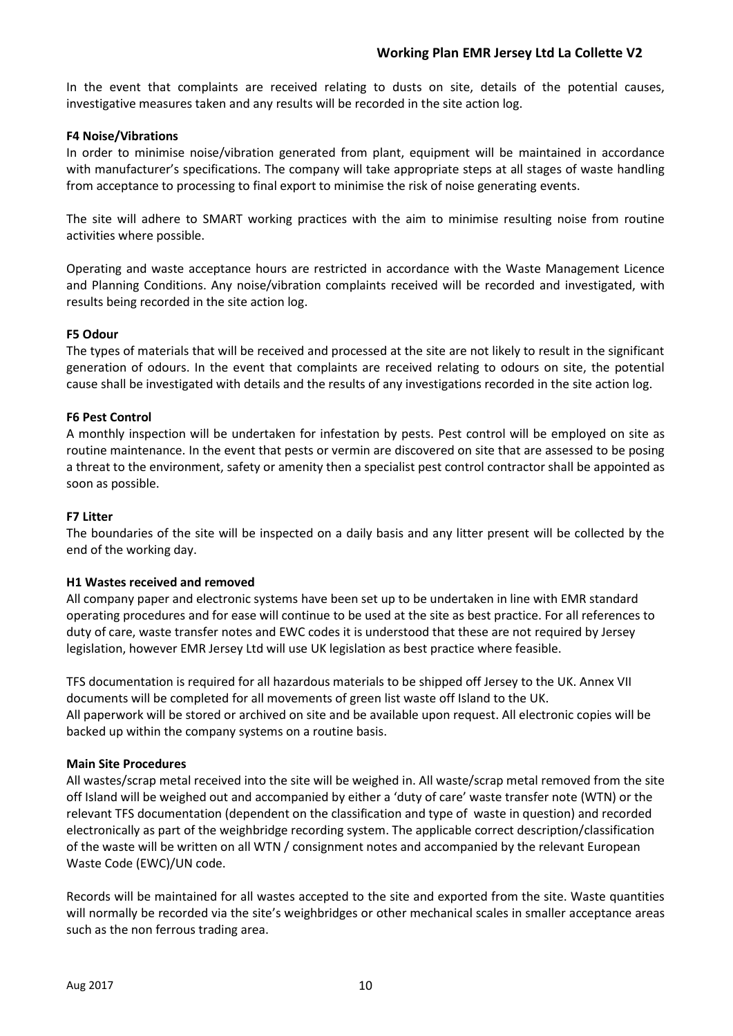In the event that complaints are received relating to dusts on site, details of the potential causes, investigative measures taken and any results will be recorded in the site action log.

**F4 Noise/Vibrations**

In order to minimise noise/vibration generated from plant, equipment will be maintained in accordance with manufacturer's specifications. The company will take appropriate steps at all stages of waste handling from acceptance to processing to final export to minimise the risk of noise generating events.

The site will adhere to SMART working practices with the aim to minimise resulting noise from routine activities where possible.

Operating and waste acceptance hours are restricted in accordance with the Waste Management Licence and Planning Conditions. Any noise/vibration complaints received will be recorded and investigated, with results being recorded in the site action log.

**F5 Odour**

The types of materials that will be received and processed at the site are not likely to result in the significant generation of odours. In the event that complaints are received relating to odours on site, the potential cause shall be investigated with details and the results of any investigations recorded in the site action log.

**F6 Pest Control**

A monthly inspection will be undertaken for infestation by pests. Pest control will be employed on site as routine maintenance. In the event that pests or vermin are discovered on site that are assessed to be posing a threat to the environment, safety or amenity then a specialist pest control contractor shall be appointed as soon as possible.

**F7 Litter**

The boundaries of the site will be inspected on a daily basis and any litter present will be collected by the end of the working day.

**H1 Wastes received and removed**

All company paper and electronic systems have been set up to be undertaken in line with EMR standard operating procedures and for ease will continue to be used at the site as best practice. For all references to duty of care, waste transfer notes and EWC codes it is understood that these are not required by Jersey legislation, however EMR Jersey Ltd will use UK legislation as best practice where feasible.

TFS documentation is required for all hazardous materials to be shipped off Jersey to the UK. Annex VII documents will be completed for all movements of green list waste off Island to the UK.
All paperwork will be stored or archived on site and be available upon request. All electronic copies will be backed up within the company systems on a routine basis.

**Main Site Procedures**

All wastes/scrap metal received into the site will be weighed in. All waste/scrap metal removed from the site off Island will be weighed out and accompanied by either a 'duty of care' waste transfer note (WTN) or the relevant TFS documentation (dependent on the classification and type of waste in question) and recorded electronically as part of the weighbridge recording system. The applicable correct description/classification of the waste will be written on all WTN / consignment notes and accompanied by the relevant European Waste Code (EWC)/UN code.

Records will be maintained for all wastes accepted to the site and exported from the site. Waste quantities will normally be recorded via the site's weighbridges or other mechanical scales in smaller acceptance areas such as the non ferrous trading area.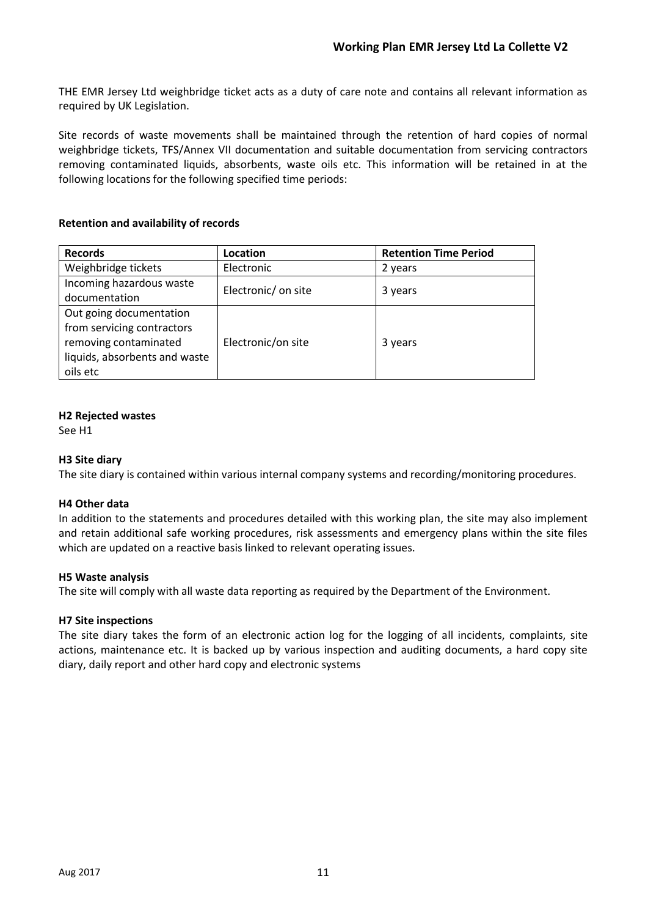THE EMR Jersey Ltd weighbridge ticket acts as a duty of care note and contains all relevant information as required by UK Legislation.

Site records of waste movements shall be maintained through the retention of hard copies of normal weighbridge tickets, TFS/Annex VII documentation and suitable documentation from servicing contractors removing contaminated liquids, absorbents, waste oils etc. This information will be retained in at the following locations for the following specified time periods:

**Retention and availability of records**

| Records | Location | Retention Time Period |
| --- | --- | --- |
| Weighbridge tickets | Electronic | 2 years |
| Incoming hazardous waste documentation | Electronic/ on site | 3 years |
| Out going documentation from servicing contractors removing contaminated liquids, absorbents and waste oils etc | Electronic/on site | 3 years |

**H2 Rejected wastes**

See H1

**H3 Site diary**

The site diary is contained within various internal company systems and recording/monitoring procedures.

**H4 Other data**

In addition to the statements and procedures detailed with this working plan, the site may also implement and retain additional safe working procedures, risk assessments and emergency plans within the site files which are updated on a reactive basis linked to relevant operating issues.

**H5 Waste analysis**

The site will comply with all waste data reporting as required by the Department of the Environment.

**H7 Site inspections**

The site diary takes the form of an electronic action log for the logging of all incidents, complaints, site actions, maintenance etc. It is backed up by various inspection and auditing documents, a hard copy site diary, daily report and other hard copy and electronic systems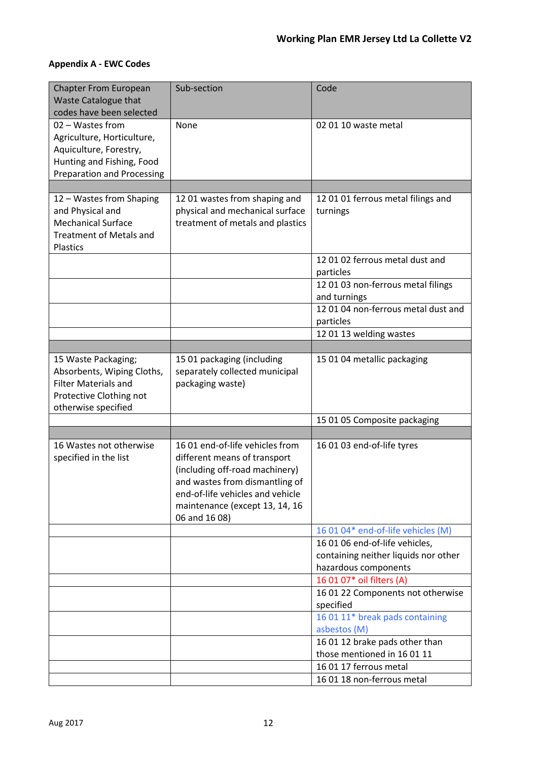## Appendix A - EWC Codes

| Chapter From European Waste Catalogue that codes have been selected | Sub-section | Code |
|---|---|---|
| 02 – Wastes from Agriculture, Horticulture, Aquiculture, Forestry, Hunting and Fishing, Food Preparation and Processing | None | 02 01 10 waste metal |
| | | |
| 12 – Wastes from Shaping and Physical and Mechanical Surface Treatment of Metals and Plastics | 12 01 wastes from shaping and physical and mechanical surface treatment of metals and plastics | 12 01 01 ferrous metal filings and turnings |
| | | 12 01 02 ferrous metal dust and particles |
| | | 12 01 03 non-ferrous metal filings and turnings |
| | | 12 01 04 non-ferrous metal dust and particles |
| | | 12 01 13 welding wastes |
| | | |
| 15 Waste Packaging; Absorbents, Wiping Cloths, Filter Materials and Protective Clothing not otherwise specified | 15 01 packaging (including separately collected municipal packaging waste) | 15 01 04 metallic packaging |
| | | 15 01 05 Composite packaging |
| | | |
| 16 Wastes not otherwise specified in the list | 16 01 end-of-life vehicles from different means of transport (including off-road machinery) and wastes from dismantling of end-of-life vehicles and vehicle maintenance (except 13, 14, 16 06 and 16 08) | 16 01 03 end-of-life tyres |
| | | 16 01 04* end-of-life vehicles (M) |
| | | 16 01 06 end-of-life vehicles, containing neither liquids nor other hazardous components |
| | | 16 01 07* oil filters (A) |
| | | 16 01 22 Components not otherwise specified |
| | | 16 01 11* break pads containing asbestos (M) |
| | | 16 01 12 brake pads other than those mentioned in 16 01 11 |
| | | 16 01 17 ferrous metal |
| | | 16 01 18 non-ferrous metal |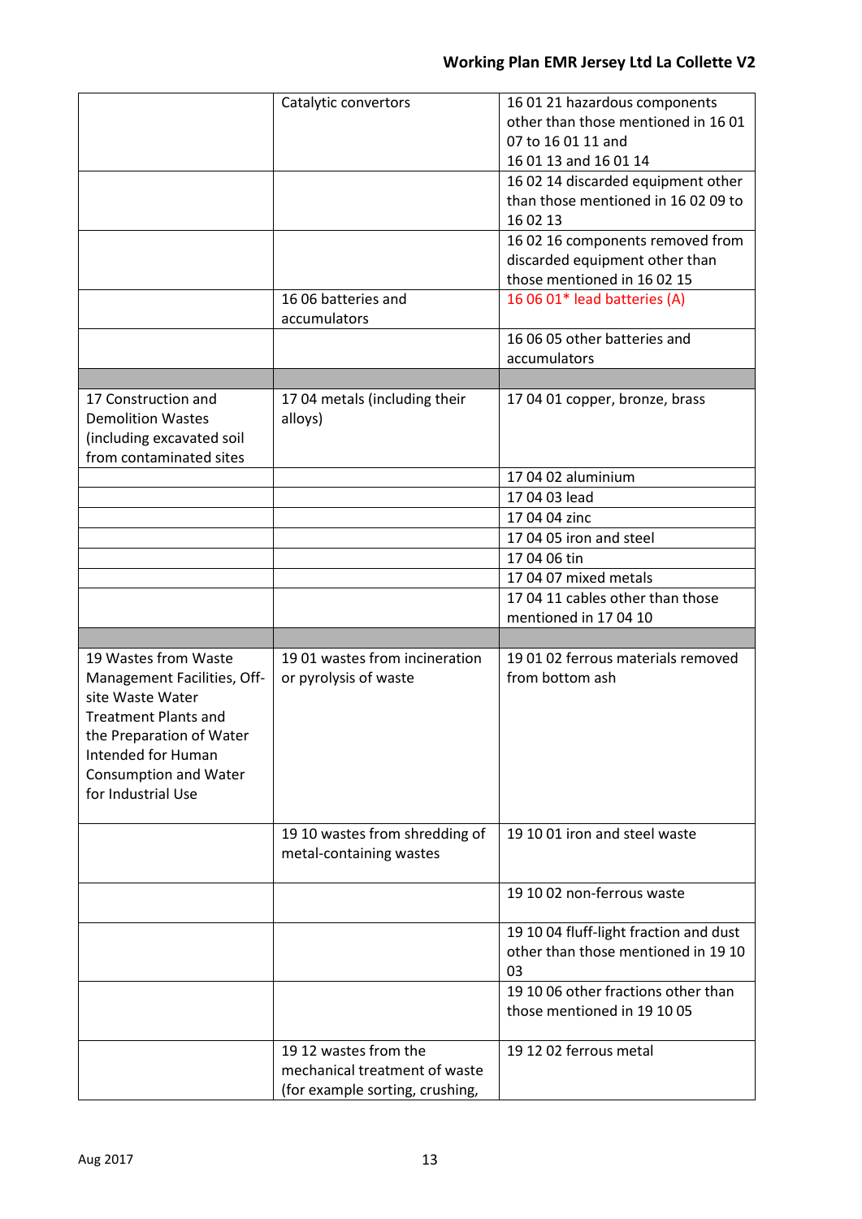| | | |
|---|---|---|
| | Catalytic convertors | 16 01 21 hazardous components other than those mentioned in 16 01 07 to 16 01 11 and 16 01 13 and 16 01 14 |
| | | 16 02 14 discarded equipment other than those mentioned in 16 02 09 to 16 02 13 |
| | | 16 02 16 components removed from discarded equipment other than those mentioned in 16 02 15 |
| | 16 06 batteries and accumulators | 16 06 01* lead batteries (A) |
| | | 16 06 05 other batteries and accumulators |
| | | |
| 17 Construction and Demolition Wastes (including excavated soil from contaminated sites | 17 04 metals (including their alloys) | 17 04 01 copper, bronze, brass |
| | | 17 04 02 aluminium |
| | | 17 04 03 lead |
| | | 17 04 04 zinc |
| | | 17 04 05 iron and steel |
| | | 17 04 06 tin |
| | | 17 04 07 mixed metals |
| | | 17 04 11 cables other than those mentioned in 17 04 10 |
| | | |
| 19 Wastes from Waste Management Facilities, Off-site Waste Water Treatment Plants and the Preparation of Water Intended for Human Consumption and Water for Industrial Use | 19 01 wastes from incineration or pyrolysis of waste | 19 01 02 ferrous materials removed from bottom ash |
| | 19 10 wastes from shredding of metal-containing wastes | 19 10 01 iron and steel waste |
| | | 19 10 02 non-ferrous waste |
| | | 19 10 04 fluff-light fraction and dust other than those mentioned in 19 10 03 |
| | | 19 10 06 other fractions other than those mentioned in 19 10 05 |
| | 19 12 wastes from the mechanical treatment of waste (for example sorting, crushing, | 19 12 02 ferrous metal |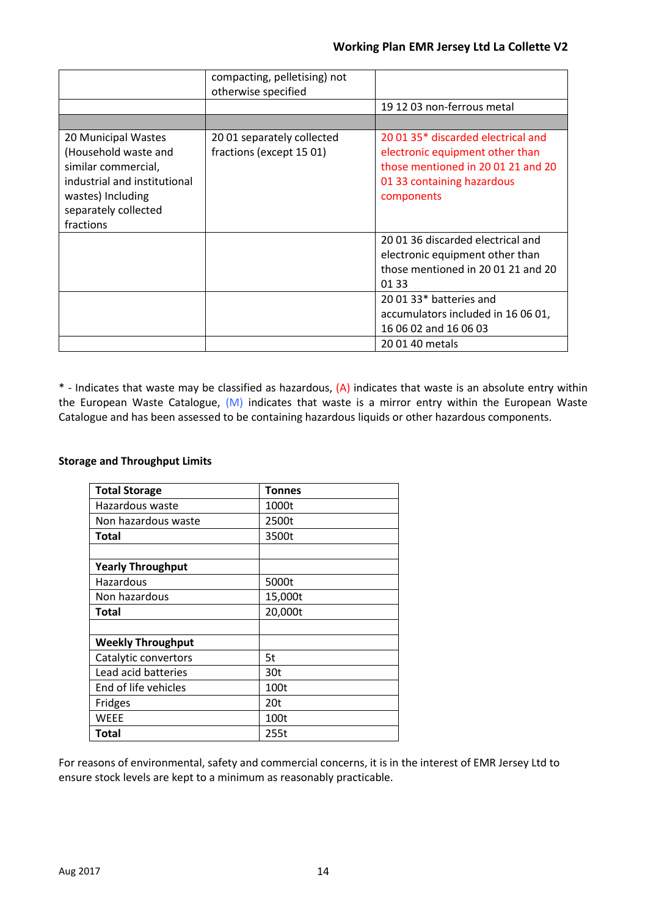| | | |
|---|---|---|
| | compacting, pelletising) not otherwise specified | |
| | | 19 12 03 non-ferrous metal |
| | | |
| 20 Municipal Wastes (Household waste and similar commercial, industrial and institutional wastes) Including separately collected fractions | 20 01 separately collected fractions (except 15 01) | 20 01 35* discarded electrical and electronic equipment other than those mentioned in 20 01 21 and 20 01 33 containing hazardous components |
| | | 20 01 36 discarded electrical and electronic equipment other than those mentioned in 20 01 21 and 20 01 33 |
| | | 20 01 33* batteries and accumulators included in 16 06 01, 16 06 02 and 16 06 03 |
| | | 20 01 40 metals |

* - Indicates that waste may be classified as hazardous, (A) indicates that waste is an absolute entry within the European Waste Catalogue, (M) indicates that waste is a mirror entry within the European Waste Catalogue and has been assessed to be containing hazardous liquids or other hazardous components.

**Storage and Throughput Limits**

| **Total Storage** | **Tonnes** |
|---|---|
| Hazardous waste | 1000t |
| Non hazardous waste | 2500t |
| **Total** | 3500t |
| | |
| **Yearly Throughput** | |
| Hazardous | 5000t |
| Non hazardous | 15,000t |
| **Total** | 20,000t |
| | |
| **Weekly Throughput** | |
| Catalytic convertors | 5t |
| Lead acid batteries | 30t |
| End of life vehicles | 100t |
| Fridges | 20t |
| WEEE | 100t |
| **Total** | 255t |

For reasons of environmental, safety and commercial concerns, it is in the interest of EMR Jersey Ltd to ensure stock levels are kept to a minimum as reasonably practicable.